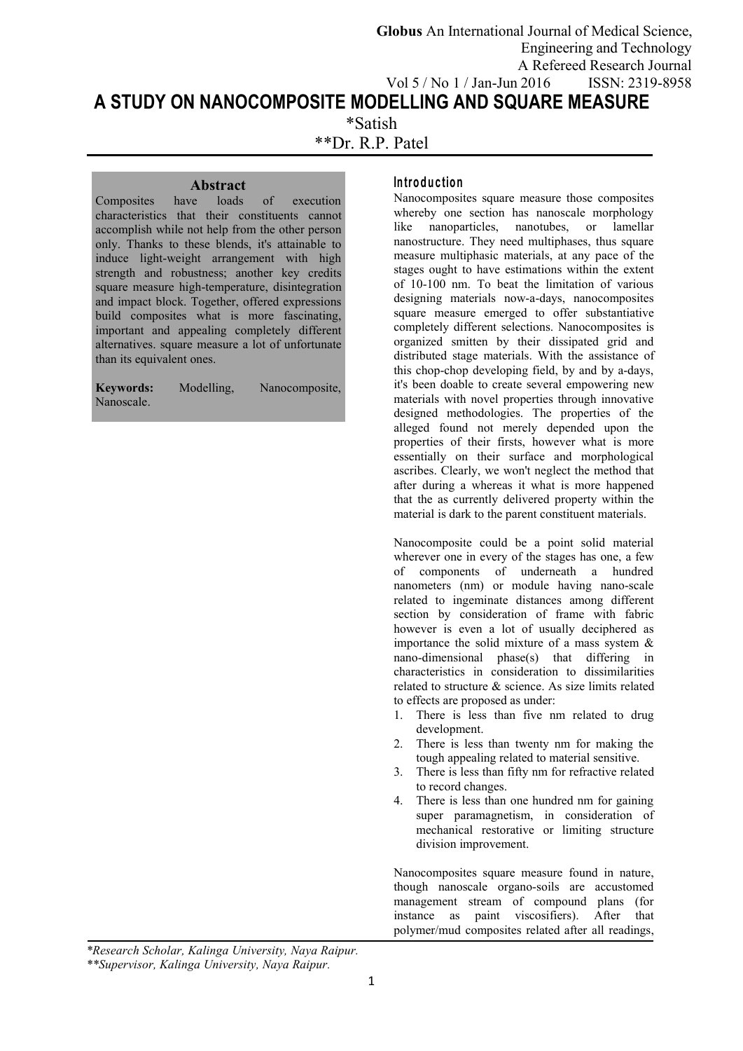# A STUDY ON NANOCOMPOSITE MODELLING AND SQUARE MEASURE

*Satish

**Dr. R.P. Patel

## Abstract

Composites have loads of execution characteristics that their constituents cannot accomplish while not help from the other person only. Thanks to these blends, it's attainable to induce light-weight arrangement with high strength and robustness; another key credits square measure high-temperature, disintegration and impact block. Together, offered expressions build composites what is more fascinating, important and appealing completely different alternatives. square measure a lot of unfortunate than its equivalent ones.

**Keywords:** Modelling, Nanocomposite, Nanoscale.

## Introduction

Nanocomposites square measure those composites whereby one section has nanoscale morphology like nanoparticles, nanotubes, or lamellar nanostructure. They need multiphases, thus square measure multiphasic materials, at any pace of the stages ought to have estimations within the extent of 10-100 nm. To beat the limitation of various designing materials now-a-days, nanocomposites square measure emerged to offer substantiative completely different selections. Nanocomposites is organized smitten by their dissipated grid and distributed stage materials. With the assistance of this chop-chop developing field, by and by a-days, it's been doable to create several empowering new materials with novel properties through innovative designed methodologies. The properties of the alleged found not merely depended upon the properties of their firsts, however what is more essentially on their surface and morphological ascribes. Clearly, we won't neglect the method that after during a whereas it what is more happened that the as currently delivered property within the material is dark to the parent constituent materials.

Nanocomposite could be a point solid material wherever one in every of the stages has one, a few of components of underneath a hundred nanometers (nm) or module having nano-scale related to ingeminate distances among different section by consideration of frame with fabric however is even a lot of usually deciphered as importance the solid mixture of a mass system & nano-dimensional phase(s) that differing in characteristics in consideration to dissimilarities related to structure & science. As size limits related to effects are proposed as under:

1. There is less than five nm related to drug development.
2. There is less than twenty nm for making the tough appealing related to material sensitive.
3. There is less than fifty nm for refractive related to record changes.
4. There is less than one hundred nm for gaining super paramagnetism, in consideration of mechanical restorative or limiting structure division improvement.

Nanocomposites square measure found in nature, though nanoscale organo-soils are accustomed management stream of compound plans (for instance as paint viscosifiers). After that polymer/mud composites related after all readings,

*Research Scholar, Kalinga University, Naya Raipur.

**Supervisor, Kalinga University, Naya Raipur.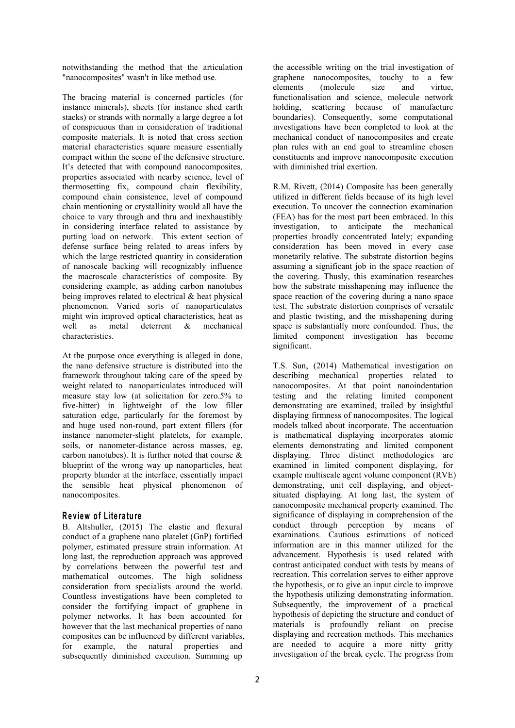notwithstanding the method that the articulation "nanocomposites" wasn't in like method use.

The bracing material is concerned particles (for instance minerals), sheets (for instance shed earth stacks) or strands with normally a large degree a lot of conspicuous than in consideration of traditional composite materials. It is noted that cross section material characteristics square measure essentially compact within the scene of the defensive structure. It's detected that with compound nanocomposites, properties associated with nearby science, level of thermosetting fix, compound chain flexibility, compound chain consistence, level of compound chain mentioning or crystallinity would all have the choice to vary through and thru and inexhaustibly in considering interface related to assistance by putting load on network. This extent section of defense surface being related to areas infers by which the large restricted quantity in consideration of nanoscale backing will recognizably influence the macroscale characteristics of composite. By considering example, as adding carbon nanotubes being improves related to electrical & heat physical phenomenon. Varied sorts of nanoparticulates might win improved optical characteristics, heat as well as metal deterrent & mechanical characteristics.

At the purpose once everything is alleged in done, the nano defensive structure is distributed into the framework throughout taking care of the speed by weight related to nanoparticulates introduced will measure stay low (at solicitation for zero.5% to five-hitter) in lightweight of the low filler saturation edge, particularly for the foremost by and huge used non-round, part extent fillers (for instance nanometer-slight platelets, for example, soils, or nanometer-distance across masses, eg, carbon nanotubes). It is further noted that course & blueprint of the wrong way up nanoparticles, heat property blunder at the interface, essentially impact the sensible heat physical phenomenon of nanocomposites.

## Review of Literature

B. Altshuller, (2015) The elastic and flexural conduct of a graphene nano platelet (GnP) fortified polymer, estimated pressure strain information. At long last, the reproduction approach was approved by correlations between the powerful test and mathematical outcomes. The high solidness consideration from specialists around the world. Countless investigations have been completed to consider the fortifying impact of graphene in polymer networks. It has been accounted for however that the last mechanical properties of nano composites can be influenced by different variables, for example, the natural properties and subsequently diminished execution. Summing up the accessible writing on the trial investigation of graphene nanocomposites, touchy to a few elements (molecule size and virtue, functionalisation and science, molecule network holding, scattering because of manufacture boundaries). Consequently, some computational investigations have been completed to look at the mechanical conduct of nanocomposites and create plan rules with an end goal to streamline chosen constituents and improve nanocomposite execution with diminished trial exertion.

R.M. Rivett, (2014) Composite has been generally utilized in different fields because of its high level execution. To uncover the connection examination (FEA) has for the most part been embraced. In this investigation, to anticipate the mechanical properties broadly concentrated lately; expanding consideration has been moved in every case monetarily relative. The substrate distortion begins assuming a significant job in the space reaction of the covering. Thusly, this examination researches how the substrate misshapening may influence the space reaction of the covering during a nano space test. The substrate distortion comprises of versatile and plastic twisting, and the misshapening during space is substantially more confounded. Thus, the limited component investigation has become significant.

T.S. Sun, (2014) Mathematical investigation on describing mechanical properties related to nanocomposites. At that point nanoindentation testing and the relating limited component demonstrating are examined, trailed by insightful displaying firmness of nanocomposites. The logical models talked about incorporate. The accentuation is mathematical displaying incorporates atomic elements demonstrating and limited component displaying. Three distinct methodologies are examined in limited component displaying, for example multiscale agent volume component (RVE) demonstrating, unit cell displaying, and object-situated displaying. At long last, the system of nanocomposite mechanical property examined. The significance of displaying in comprehension of the conduct through perception by means of examinations. Cautious estimations of noticed information are in this manner utilized for the advancement. Hypothesis is used related with contrast anticipated conduct with tests by means of recreation. This correlation serves to either approve the hypothesis, or to give an input circle to improve the hypothesis utilizing demonstrating information. Subsequently, the improvement of a practical hypothesis of depicting the structure and conduct of materials is profoundly reliant on precise displaying and recreation methods. This mechanics are needed to acquire a more nitty gritty investigation of the break cycle. The progress from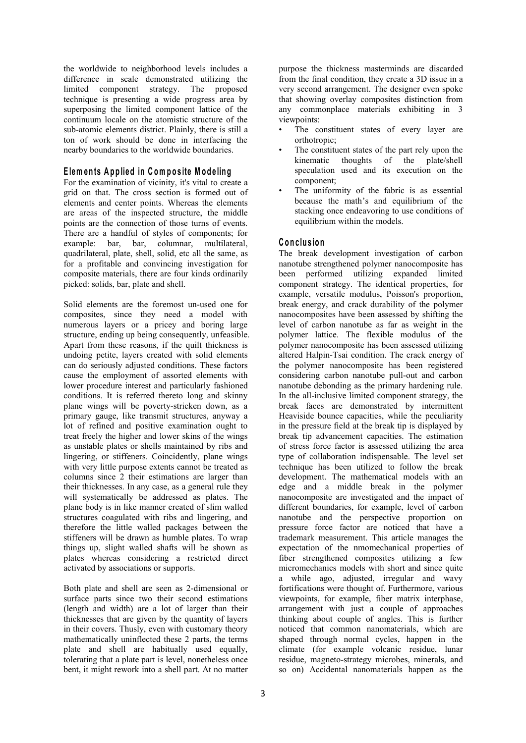the worldwide to neighborhood levels includes a difference in scale demonstrated utilizing the limited component strategy. The proposed technique is presenting a wide progress area by superposing the limited component lattice of the continuum locale on the atomistic structure of the sub-atomic elements district. Plainly, there is still a ton of work should be done in interfacing the nearby boundaries to the worldwide boundaries.

## Elements Applied in Composite Modeling

For the examination of vicinity, it's vital to create a grid on that. The cross section is formed out of elements and center points. Whereas the elements are areas of the inspected structure, the middle points are the connection of those turns of events. There are a handful of styles of components; for example: bar, bar, columnar, multilateral, quadrilateral, plate, shell, solid, etc all the same, as for a profitable and convincing investigation for composite materials, there are four kinds ordinarily picked: solids, bar, plate and shell.

Solid elements are the foremost un-used one for composites, since they need a model with numerous layers or a pricey and boring large structure, ending up being consequently, unfeasible. Apart from these reasons, if the quilt thickness is undoing petite, layers created with solid elements can do seriously adjusted conditions. These factors cause the employment of assorted elements with lower procedure interest and particularly fashioned conditions. It is referred thereto long and skinny plane wings will be poverty-stricken down, as a primary gauge, like transmit structures, anyway a lot of refined and positive examination ought to treat freely the higher and lower skins of the wings as unstable plates or shells maintained by ribs and lingering, or stiffeners. Coincidently, plane wings with very little purpose extents cannot be treated as columns since 2 their estimations are larger than their thicknesses. In any case, as a general rule they will systematically be addressed as plates. The plane body is in like manner created of slim walled structures coagulated with ribs and lingering, and therefore the little walled packages between the stiffeners will be drawn as humble plates. To wrap things up, slight walled shafts will be shown as plates whereas considering a restricted direct activated by associations or supports.

Both plate and shell are seen as 2-dimensional or surface parts since two their second estimations (length and width) are a lot of larger than their thicknesses that are given by the quantity of layers in their covers. Thusly, even with customary theory mathematically uninflected these 2 parts, the terms plate and shell are habitually used equally, tolerating that a plate part is level, nonetheless once bent, it might rework into a shell part. At no matter purpose the thickness masterminds are discarded from the final condition, they create a 3D issue in a very second arrangement. The designer even spoke that showing overlay composites distinction from any commonplace materials exhibiting in 3 viewpoints:

- The constituent states of every layer are orthotropic;
- The constituent states of the part rely upon the kinematic thoughts of the plate/shell speculation used and its execution on the component;
- The uniformity of the fabric is as essential because the math's and equilibrium of the stacking once endeavoring to use conditions of equilibrium within the models.

## Conclusion

The break development investigation of carbon nanotube strengthened polymer nanocomposite has been performed utilizing expanded limited component strategy. The identical properties, for example, versatile modulus, Poisson's proportion, break energy, and crack durability of the polymer nanocomposites have been assessed by shifting the level of carbon nanotube as far as weight in the polymer lattice. The flexible modulus of the polymer nanocomposite has been assessed utilizing altered Halpin-Tsai condition. The crack energy of the polymer nanocomposite has been registered considering carbon nanotube pull-out and carbon nanotube debonding as the primary hardening rule. In the all-inclusive limited component strategy, the break faces are demonstrated by intermittent Heaviside bounce capacities, while the peculiarity in the pressure field at the break tip is displayed by break tip advancement capacities. The estimation of stress force factor is assessed utilizing the area type of collaboration indispensable. The level set technique has been utilized to follow the break development. The mathematical models with an edge and a middle break in the polymer nanocomposite are investigated and the impact of different boundaries, for example, level of carbon nanotube and the perspective proportion on pressure force factor are noticed that have a trademark measurement. This article manages the expectation of the nmomechanical properties of fiber strengthened composites utilizing a few micromechanics models with short and since quite a while ago, adjusted, irregular and wavy fortifications were thought of. Furthermore, various viewpoints, for example, fiber matrix interphase, arrangement with just a couple of approaches thinking about couple of angles. This is further noticed that common nanomaterials, which are shaped through normal cycles, happen in the climate (for example volcanic residue, lunar residue, magneto-strategy microbes, minerals, and so on) Accidental nanomaterials happen as the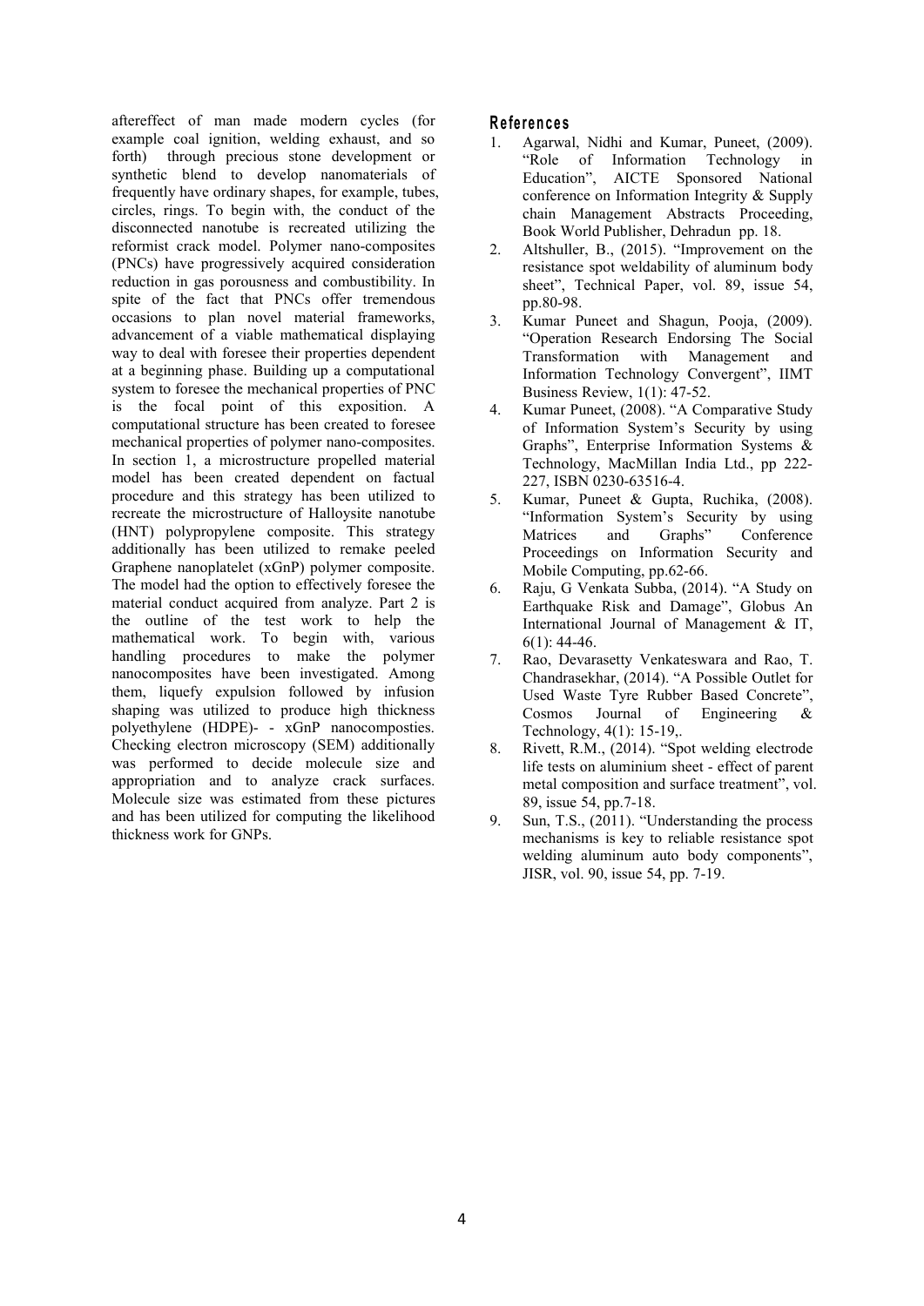aftereffect of man made modern cycles (for example coal ignition, welding exhaust, and so forth) through precious stone development or synthetic blend to develop nanomaterials of frequently have ordinary shapes, for example, tubes, circles, rings. To begin with, the conduct of the disconnected nanotube is recreated utilizing the reformist crack model. Polymer nano-composites (PNCs) have progressively acquired consideration reduction in gas porousness and combustibility. In spite of the fact that PNCs offer tremendous occasions to plan novel material frameworks, advancement of a viable mathematical displaying way to deal with foresee their properties dependent at a beginning phase. Building up a computational system to foresee the mechanical properties of PNC is the focal point of this exposition. A computational structure has been created to foresee mechanical properties of polymer nano-composites. In section 1, a microstructure propelled material model has been created dependent on factual procedure and this strategy has been utilized to recreate the microstructure of Halloysite nanotube (HNT) polypropylene composite. This strategy additionally has been utilized to remake peeled Graphene nanoplatelet (xGnP) polymer composite. The model had the option to effectively foresee the material conduct acquired from analyze. Part 2 is the outline of the test work to help the mathematical work. To begin with, various handling procedures to make the polymer nanocomposites have been investigated. Among them, liquefy expulsion followed by infusion shaping was utilized to produce high thickness polyethylene (HDPE)- - xGnP nanocomposties. Checking electron microscopy (SEM) additionally was performed to decide molecule size and appropriation and to analyze crack surfaces. Molecule size was estimated from these pictures and has been utilized for computing the likelihood thickness work for GNPs.

## References

1. Agarwal, Nidhi and Kumar, Puneet, (2009). "Role of Information Technology in Education", AICTE Sponsored National conference on Information Integrity & Supply chain Management Abstracts Proceeding, Book World Publisher, Dehradun pp. 18.
2. Altshuller, B., (2015). "Improvement on the resistance spot weldability of aluminum body sheet", Technical Paper, vol. 89, issue 54, pp.80-98.
3. Kumar Puneet and Shagun, Pooja, (2009). "Operation Research Endorsing The Social Transformation with Management and Information Technology Convergent", IIMT Business Review, 1(1): 47-52.
4. Kumar Puneet, (2008). "A Comparative Study of Information System's Security by using Graphs", Enterprise Information Systems & Technology, MacMillan India Ltd., pp 222-227, ISBN 0230-63516-4.
5. Kumar, Puneet & Gupta, Ruchika, (2008). "Information System's Security by using Matrices and Graphs" Conference Proceedings on Information Security and Mobile Computing, pp.62-66.
6. Raju, G Venkata Subba, (2014). "A Study on Earthquake Risk and Damage", Globus An International Journal of Management & IT, 6(1): 44-46.
7. Rao, Devarasetty Venkateswara and Rao, T. Chandrasekhar, (2014). "A Possible Outlet for Used Waste Tyre Rubber Based Concrete", Cosmos Journal of Engineering & Technology, 4(1): 15-19,.
8. Rivett, R.M., (2014). "Spot welding electrode life tests on aluminium sheet - effect of parent metal composition and surface treatment", vol. 89, issue 54, pp.7-18.
9. Sun, T.S., (2011). "Understanding the process mechanisms is key to reliable resistance spot welding aluminum auto body components", JISR, vol. 90, issue 54, pp. 7-19.